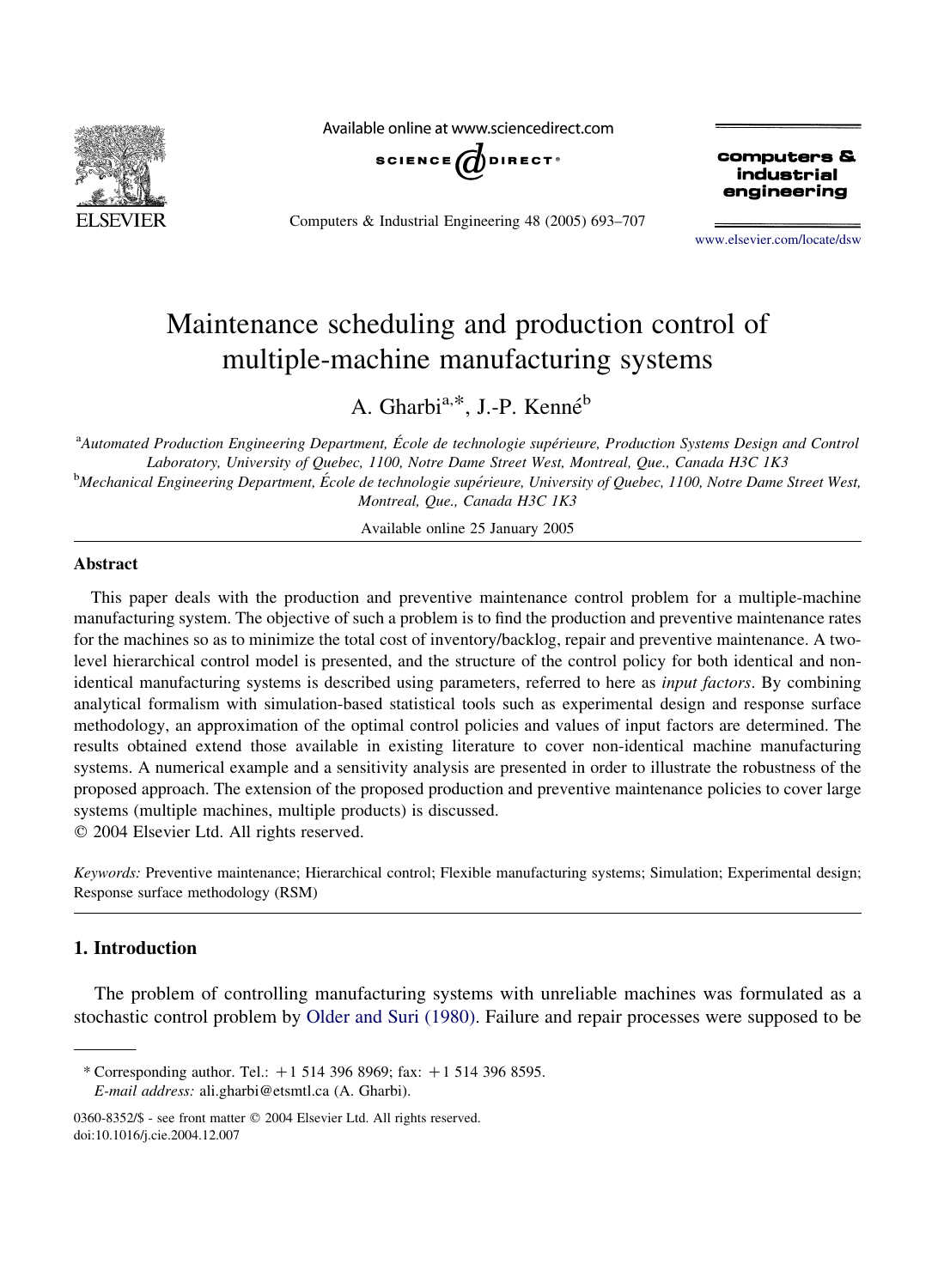# Maintenance scheduling and production control of multiple-machine manufacturing systems

A. Gharbi[a,*], J.-P. Kenné[b]

[a]*Automated Production Engineering Department, École de technologie supérieure, Production Systems Design and Control Laboratory, University of Quebec, 1100, Notre Dame Street West, Montreal, Que., Canada H3C 1K3*

[b]*Mechanical Engineering Department, École de technologie supérieure, University of Quebec, 1100, Notre Dame Street West, Montreal, Que., Canada H3C 1K3*

Available online 25 January 2005

## Abstract

This paper deals with the production and preventive maintenance control problem for a multiple-machine manufacturing system. The objective of such a problem is to find the production and preventive maintenance rates for the machines so as to minimize the total cost of inventory/backlog, repair and preventive maintenance. A two-level hierarchical control model is presented, and the structure of the control policy for both identical and non-identical manufacturing systems is described using parameters, referred to here as *input factors*. By combining analytical formalism with simulation-based statistical tools such as experimental design and response surface methodology, an approximation of the optimal control policies and values of input factors are determined. The results obtained extend those available in existing literature to cover non-identical machine manufacturing systems. A numerical example and a sensitivity analysis are presented in order to illustrate the robustness of the proposed approach. The extension of the proposed production and preventive maintenance policies to cover large systems (multiple machines, multiple products) is discussed.

© 2004 Elsevier Ltd. All rights reserved.

*Keywords:* Preventive maintenance; Hierarchical control; Flexible manufacturing systems; Simulation; Experimental design; Response surface methodology (RSM)

## 1. Introduction

The problem of controlling manufacturing systems with unreliable machines was formulated as a stochastic control problem by Older and Suri (1980). Failure and repair processes were supposed to be

---

\* Corresponding author. Tel.: +1 514 396 8969; fax: +1 514 396 8595.
*E-mail address:* ali.gharbi@etsmtl.ca (A. Gharbi).

0360-8352/$ - see front matter © 2004 Elsevier Ltd. All rights reserved.
doi:10.1016/j.cie.2004.12.007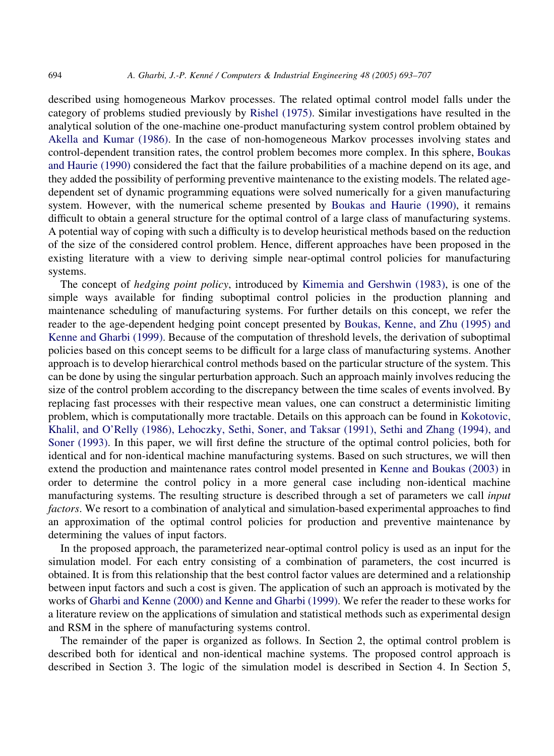described using homogeneous Markov processes. The related optimal control model falls under the category of problems studied previously by Rishel (1975). Similar investigations have resulted in the analytical solution of the one-machine one-product manufacturing system control problem obtained by Akella and Kumar (1986). In the case of non-homogeneous Markov processes involving states and control-dependent transition rates, the control problem becomes more complex. In this sphere, Boukas and Haurie (1990) considered the fact that the failure probabilities of a machine depend on its age, and they added the possibility of performing preventive maintenance to the existing models. The related age-dependent set of dynamic programming equations were solved numerically for a given manufacturing system. However, with the numerical scheme presented by Boukas and Haurie (1990), it remains difficult to obtain a general structure for the optimal control of a large class of manufacturing systems. A potential way of coping with such a difficulty is to develop heuristical methods based on the reduction of the size of the considered control problem. Hence, different approaches have been proposed in the existing literature with a view to deriving simple near-optimal control policies for manufacturing systems.

The concept of *hedging point policy*, introduced by Kimemia and Gershwin (1983), is one of the simple ways available for finding suboptimal control policies in the production planning and maintenance scheduling of manufacturing systems. For further details on this concept, we refer the reader to the age-dependent hedging point concept presented by Boukas, Kenne, and Zhu (1995) and Kenne and Gharbi (1999). Because of the computation of threshold levels, the derivation of suboptimal policies based on this concept seems to be difficult for a large class of manufacturing systems. Another approach is to develop hierarchical control methods based on the particular structure of the system. This can be done by using the singular perturbation approach. Such an approach mainly involves reducing the size of the control problem according to the discrepancy between the time scales of events involved. By replacing fast processes with their respective mean values, one can construct a deterministic limiting problem, which is computationally more tractable. Details on this approach can be found in Kokotovic, Khalil, and O'Relly (1986), Lehoczky, Sethi, Soner, and Taksar (1991), Sethi and Zhang (1994), and Soner (1993). In this paper, we will first define the structure of the optimal control policies, both for identical and for non-identical machine manufacturing systems. Based on such structures, we will then extend the production and maintenance rates control model presented in Kenne and Boukas (2003) in order to determine the control policy in a more general case including non-identical machine manufacturing systems. The resulting structure is described through a set of parameters we call *input factors*. We resort to a combination of analytical and simulation-based experimental approaches to find an approximation of the optimal control policies for production and preventive maintenance by determining the values of input factors.

In the proposed approach, the parameterized near-optimal control policy is used as an input for the simulation model. For each entry consisting of a combination of parameters, the cost incurred is obtained. It is from this relationship that the best control factor values are determined and a relationship between input factors and such a cost is given. The application of such an approach is motivated by the works of Gharbi and Kenne (2000) and Kenne and Gharbi (1999). We refer the reader to these works for a literature review on the applications of simulation and statistical methods such as experimental design and RSM in the sphere of manufacturing systems control.

The remainder of the paper is organized as follows. In Section 2, the optimal control problem is described both for identical and non-identical machine systems. The proposed control approach is described in Section 3. The logic of the simulation model is described in Section 4. In Section 5,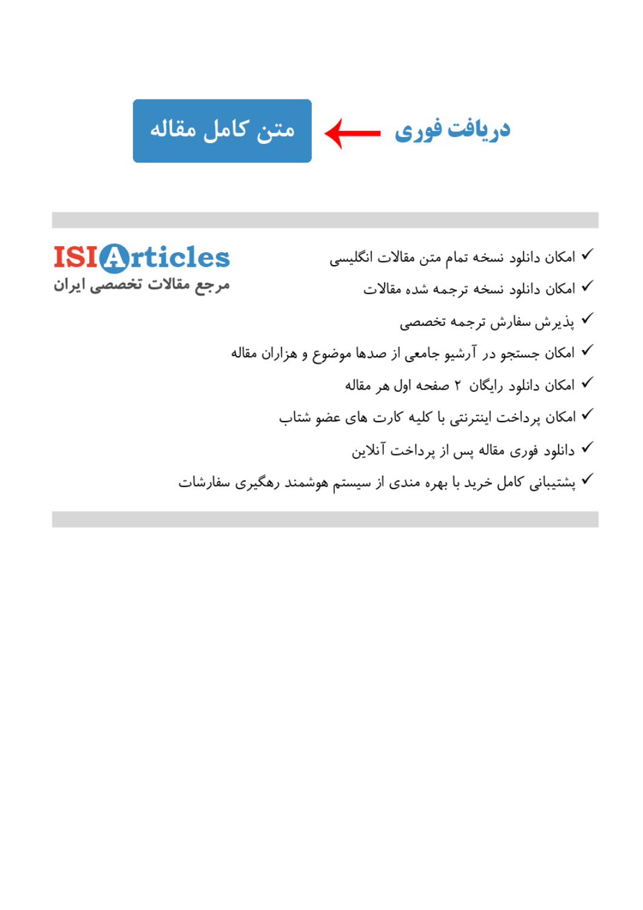دریافت فوری ← **متن کامل مقاله**

**ISIArticles**
مرجع مقالات تخصصی ایران

- ✓ امکان دانلود نسخه تمام متن مقالات انگلیسی
- ✓ امکان دانلود نسخه ترجمه شده مقالات
- ✓ پذیرش سفارش ترجمه تخصصی
- ✓ امکان جستجو در آرشیو جامعی از صدها موضوع و هزاران مقاله
- ✓ امکان دانلود رایگان ۲ صفحه اول هر مقاله
- ✓ امکان پرداخت اینترنتی با کلیه کارت های عضو شتاب
- ✓ دانلود فوری مقاله پس از پرداخت آنلاین
- ✓ پشتیبانی کامل خرید با بهره مندی از سیستم هوشمند رهگیری سفارشات